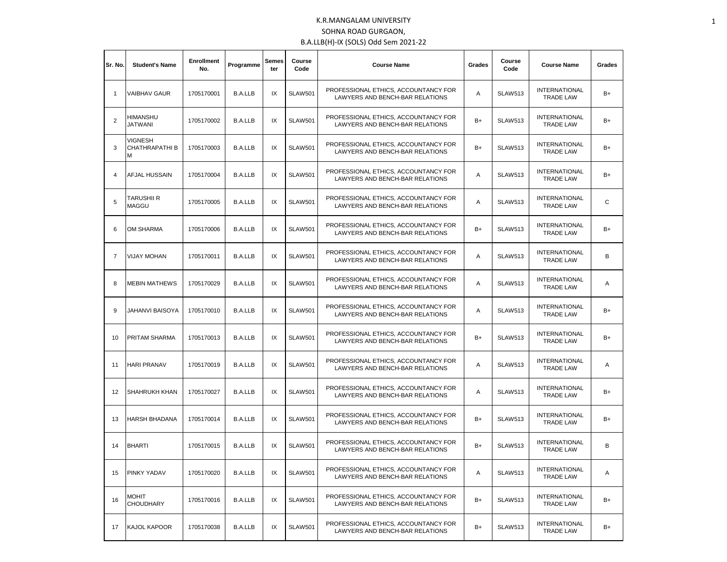# K.R.MANGALAM UNIVERSITY

## SOHNA ROAD GURGAON,

### B.A.LLB(H)-IX (SOLS) Odd Sem 2021-22

| Sr. No. | Student's Name | Enrollment No. | Programme | Semester | Course Code | Course Name | Grades | Course Code | Course Name | Grades |
|---|---|---|---|---|---|---|---|---|---|---|
| 1 | VAIBHAV GAUR | 1705170001 | B.A.LLB | IX | SLAW501 | PROFESSIONAL ETHICS, ACCOUNTANCY FOR LAWYERS AND BENCH-BAR RELATIONS | A | SLAW513 | INTERNATIONAL TRADE LAW | B+ |
| 2 | HIMANSHU JATWANI | 1705170002 | B.A.LLB | IX | SLAW501 | PROFESSIONAL ETHICS, ACCOUNTANCY FOR LAWYERS AND BENCH-BAR RELATIONS | B+ | SLAW513 | INTERNATIONAL TRADE LAW | B+ |
| 3 | VIGNESH CHATHRAPATHI B M | 1705170003 | B.A.LLB | IX | SLAW501 | PROFESSIONAL ETHICS, ACCOUNTANCY FOR LAWYERS AND BENCH-BAR RELATIONS | B+ | SLAW513 | INTERNATIONAL TRADE LAW | B+ |
| 4 | AFJAL HUSSAIN | 1705170004 | B.A.LLB | IX | SLAW501 | PROFESSIONAL ETHICS, ACCOUNTANCY FOR LAWYERS AND BENCH-BAR RELATIONS | A | SLAW513 | INTERNATIONAL TRADE LAW | B+ |
| 5 | TARUSHII R MAGGU | 1705170005 | B.A.LLB | IX | SLAW501 | PROFESSIONAL ETHICS, ACCOUNTANCY FOR LAWYERS AND BENCH-BAR RELATIONS | A | SLAW513 | INTERNATIONAL TRADE LAW | C |
| 6 | OM SHARMA | 1705170006 | B.A.LLB | IX | SLAW501 | PROFESSIONAL ETHICS, ACCOUNTANCY FOR LAWYERS AND BENCH-BAR RELATIONS | B+ | SLAW513 | INTERNATIONAL TRADE LAW | B+ |
| 7 | VIJAY MOHAN | 1705170011 | B.A.LLB | IX | SLAW501 | PROFESSIONAL ETHICS, ACCOUNTANCY FOR LAWYERS AND BENCH-BAR RELATIONS | A | SLAW513 | INTERNATIONAL TRADE LAW | B |
| 8 | MEBIN MATHEWS | 1705170029 | B.A.LLB | IX | SLAW501 | PROFESSIONAL ETHICS, ACCOUNTANCY FOR LAWYERS AND BENCH-BAR RELATIONS | A | SLAW513 | INTERNATIONAL TRADE LAW | A |
| 9 | JAHANVI BAISOYA | 1705170010 | B.A.LLB | IX | SLAW501 | PROFESSIONAL ETHICS, ACCOUNTANCY FOR LAWYERS AND BENCH-BAR RELATIONS | A | SLAW513 | INTERNATIONAL TRADE LAW | B+ |
| 10 | PRITAM SHARMA | 1705170013 | B.A.LLB | IX | SLAW501 | PROFESSIONAL ETHICS, ACCOUNTANCY FOR LAWYERS AND BENCH-BAR RELATIONS | B+ | SLAW513 | INTERNATIONAL TRADE LAW | B+ |
| 11 | HARI PRANAV | 1705170019 | B.A.LLB | IX | SLAW501 | PROFESSIONAL ETHICS, ACCOUNTANCY FOR LAWYERS AND BENCH-BAR RELATIONS | A | SLAW513 | INTERNATIONAL TRADE LAW | A |
| 12 | SHAHRUKH KHAN | 1705170027 | B.A.LLB | IX | SLAW501 | PROFESSIONAL ETHICS, ACCOUNTANCY FOR LAWYERS AND BENCH-BAR RELATIONS | A | SLAW513 | INTERNATIONAL TRADE LAW | B+ |
| 13 | HARSH BHADANA | 1705170014 | B.A.LLB | IX | SLAW501 | PROFESSIONAL ETHICS, ACCOUNTANCY FOR LAWYERS AND BENCH-BAR RELATIONS | B+ | SLAW513 | INTERNATIONAL TRADE LAW | B+ |
| 14 | BHARTI | 1705170015 | B.A.LLB | IX | SLAW501 | PROFESSIONAL ETHICS, ACCOUNTANCY FOR LAWYERS AND BENCH-BAR RELATIONS | B+ | SLAW513 | INTERNATIONAL TRADE LAW | B |
| 15 | PINKY YADAV | 1705170020 | B.A.LLB | IX | SLAW501 | PROFESSIONAL ETHICS, ACCOUNTANCY FOR LAWYERS AND BENCH-BAR RELATIONS | A | SLAW513 | INTERNATIONAL TRADE LAW | A |
| 16 | MOHIT CHOUDHARY | 1705170016 | B.A.LLB | IX | SLAW501 | PROFESSIONAL ETHICS, ACCOUNTANCY FOR LAWYERS AND BENCH-BAR RELATIONS | B+ | SLAW513 | INTERNATIONAL TRADE LAW | B+ |
| 17 | KAJOL KAPOOR | 1705170038 | B.A.LLB | IX | SLAW501 | PROFESSIONAL ETHICS, ACCOUNTANCY FOR LAWYERS AND BENCH-BAR RELATIONS | B+ | SLAW513 | INTERNATIONAL TRADE LAW | B+ |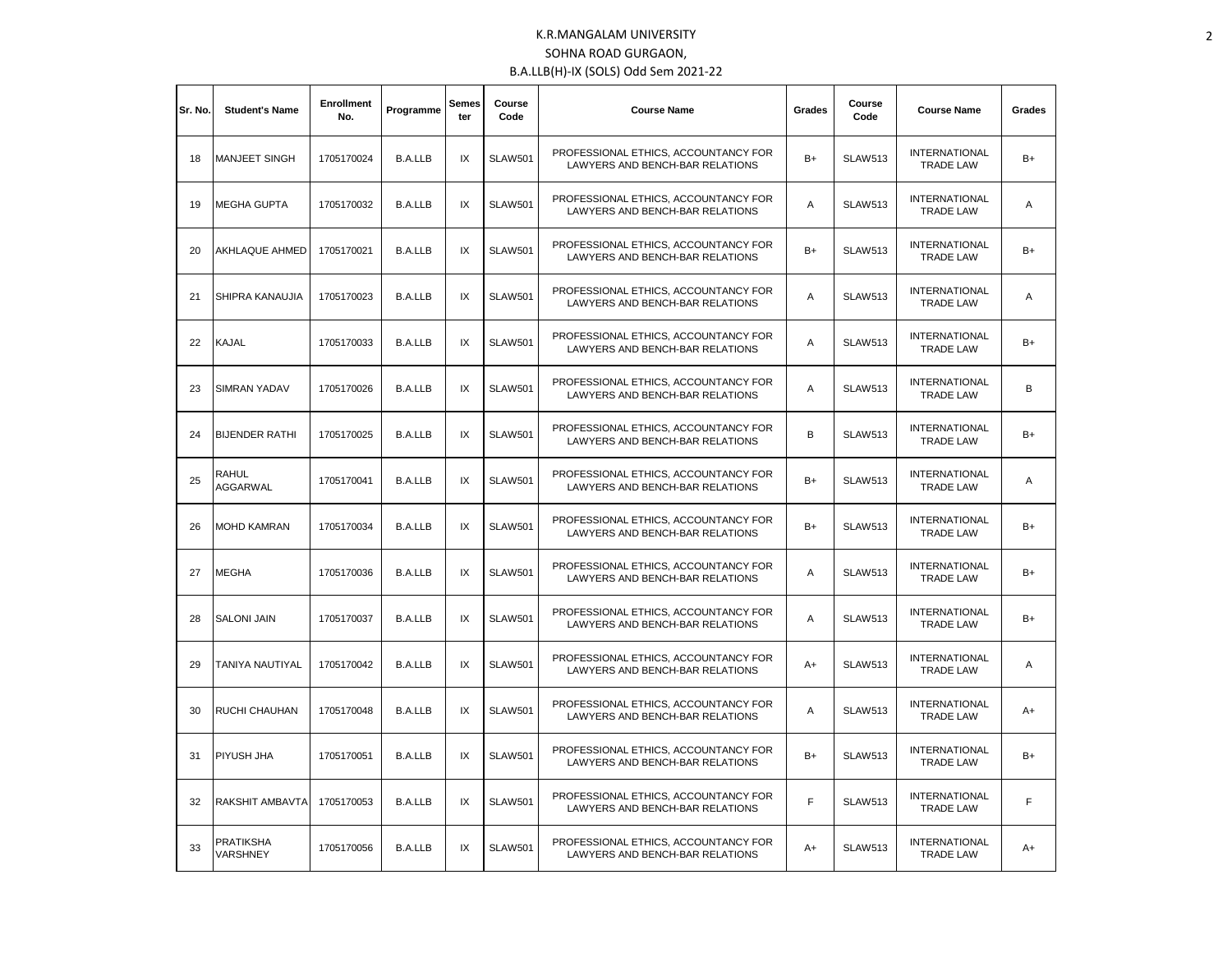K.R.MANGALAM UNIVERSITY

SOHNA ROAD GURGAON,

B.A.LLB(H)-IX (SOLS) Odd Sem 2021-22

| Sr. No. | Student's Name | Enrollment No. | Programme | Semester | Course Code | Course Name | Grades | Course Code | Course Name | Grades |
|---|---|---|---|---|---|---|---|---|---|---|
| 18 | MANJEET SINGH | 1705170024 | B.A.LLB | IX | SLAW501 | PROFESSIONAL ETHICS, ACCOUNTANCY FOR LAWYERS AND BENCH-BAR RELATIONS | B+ | SLAW513 | INTERNATIONAL TRADE LAW | B+ |
| 19 | MEGHA GUPTA | 1705170032 | B.A.LLB | IX | SLAW501 | PROFESSIONAL ETHICS, ACCOUNTANCY FOR LAWYERS AND BENCH-BAR RELATIONS | A | SLAW513 | INTERNATIONAL TRADE LAW | A |
| 20 | AKHLAQUE AHMED | 1705170021 | B.A.LLB | IX | SLAW501 | PROFESSIONAL ETHICS, ACCOUNTANCY FOR LAWYERS AND BENCH-BAR RELATIONS | B+ | SLAW513 | INTERNATIONAL TRADE LAW | B+ |
| 21 | SHIPRA KANAUJIA | 1705170023 | B.A.LLB | IX | SLAW501 | PROFESSIONAL ETHICS, ACCOUNTANCY FOR LAWYERS AND BENCH-BAR RELATIONS | A | SLAW513 | INTERNATIONAL TRADE LAW | A |
| 22 | KAJAL | 1705170033 | B.A.LLB | IX | SLAW501 | PROFESSIONAL ETHICS, ACCOUNTANCY FOR LAWYERS AND BENCH-BAR RELATIONS | A | SLAW513 | INTERNATIONAL TRADE LAW | B+ |
| 23 | SIMRAN YADAV | 1705170026 | B.A.LLB | IX | SLAW501 | PROFESSIONAL ETHICS, ACCOUNTANCY FOR LAWYERS AND BENCH-BAR RELATIONS | A | SLAW513 | INTERNATIONAL TRADE LAW | B |
| 24 | BIJENDER RATHI | 1705170025 | B.A.LLB | IX | SLAW501 | PROFESSIONAL ETHICS, ACCOUNTANCY FOR LAWYERS AND BENCH-BAR RELATIONS | B | SLAW513 | INTERNATIONAL TRADE LAW | B+ |
| 25 | RAHUL AGGARWAL | 1705170041 | B.A.LLB | IX | SLAW501 | PROFESSIONAL ETHICS, ACCOUNTANCY FOR LAWYERS AND BENCH-BAR RELATIONS | B+ | SLAW513 | INTERNATIONAL TRADE LAW | A |
| 26 | MOHD KAMRAN | 1705170034 | B.A.LLB | IX | SLAW501 | PROFESSIONAL ETHICS, ACCOUNTANCY FOR LAWYERS AND BENCH-BAR RELATIONS | B+ | SLAW513 | INTERNATIONAL TRADE LAW | B+ |
| 27 | MEGHA | 1705170036 | B.A.LLB | IX | SLAW501 | PROFESSIONAL ETHICS, ACCOUNTANCY FOR LAWYERS AND BENCH-BAR RELATIONS | A | SLAW513 | INTERNATIONAL TRADE LAW | B+ |
| 28 | SALONI JAIN | 1705170037 | B.A.LLB | IX | SLAW501 | PROFESSIONAL ETHICS, ACCOUNTANCY FOR LAWYERS AND BENCH-BAR RELATIONS | A | SLAW513 | INTERNATIONAL TRADE LAW | B+ |
| 29 | TANIYA NAUTIYAL | 1705170042 | B.A.LLB | IX | SLAW501 | PROFESSIONAL ETHICS, ACCOUNTANCY FOR LAWYERS AND BENCH-BAR RELATIONS | A+ | SLAW513 | INTERNATIONAL TRADE LAW | A |
| 30 | RUCHI CHAUHAN | 1705170048 | B.A.LLB | IX | SLAW501 | PROFESSIONAL ETHICS, ACCOUNTANCY FOR LAWYERS AND BENCH-BAR RELATIONS | A | SLAW513 | INTERNATIONAL TRADE LAW | A+ |
| 31 | PIYUSH JHA | 1705170051 | B.A.LLB | IX | SLAW501 | PROFESSIONAL ETHICS, ACCOUNTANCY FOR LAWYERS AND BENCH-BAR RELATIONS | B+ | SLAW513 | INTERNATIONAL TRADE LAW | B+ |
| 32 | RAKSHIT AMBAVTA | 1705170053 | B.A.LLB | IX | SLAW501 | PROFESSIONAL ETHICS, ACCOUNTANCY FOR LAWYERS AND BENCH-BAR RELATIONS | F | SLAW513 | INTERNATIONAL TRADE LAW | F |
| 33 | PRATIKSHA VARSHNEY | 1705170056 | B.A.LLB | IX | SLAW501 | PROFESSIONAL ETHICS, ACCOUNTANCY FOR LAWYERS AND BENCH-BAR RELATIONS | A+ | SLAW513 | INTERNATIONAL TRADE LAW | A+ |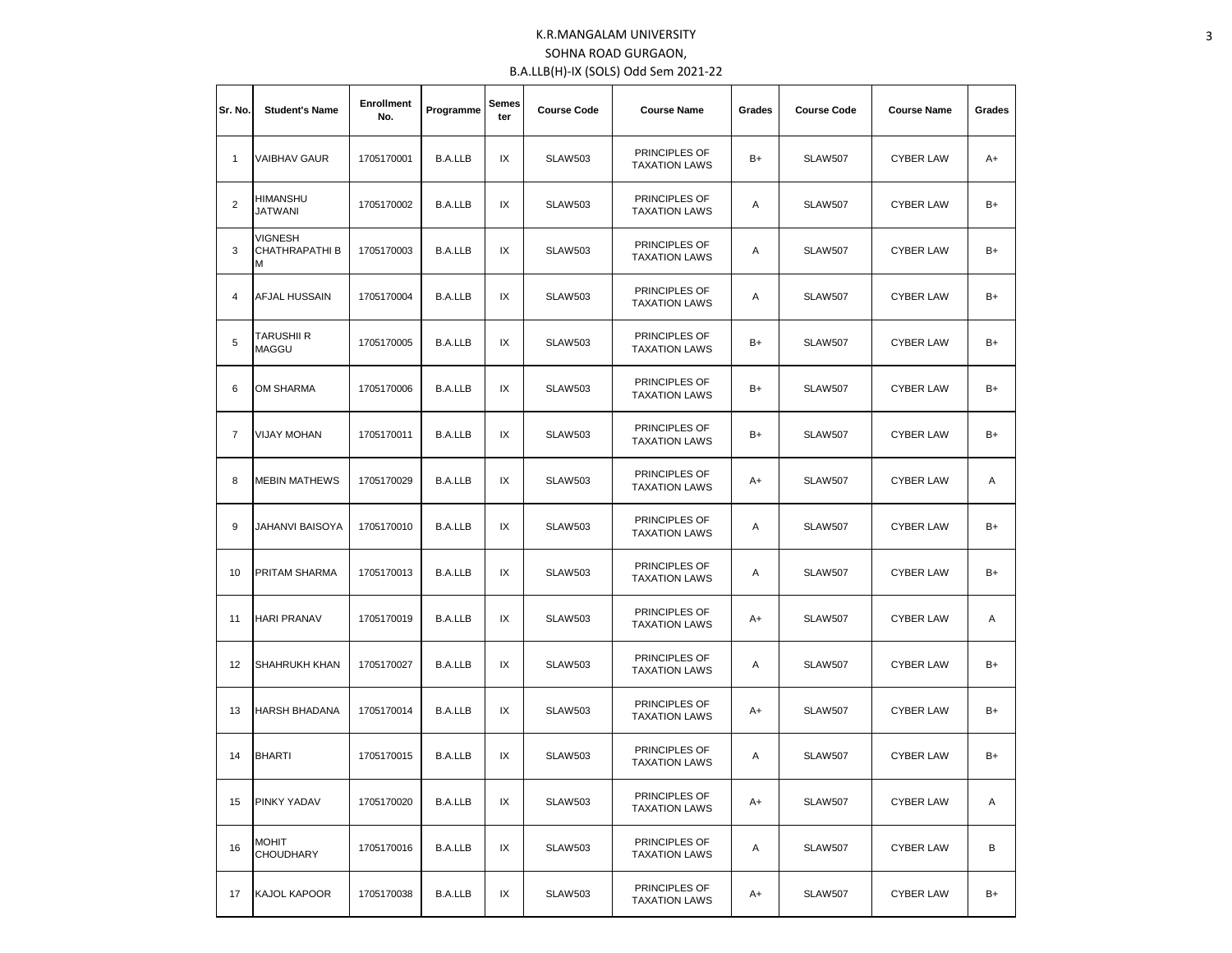# K.R.MANGALAM UNIVERSITY

## SOHNA ROAD GURGAON,

### B.A.LLB(H)-IX (SOLS) Odd Sem 2021-22

| Sr. No. | Student's Name | Enrollment No. | Programme | Semester | Course Code | Course Name | Grades | Course Code | Course Name | Grades |
|---|---|---|---|---|---|---|---|---|---|---|
| 1 | VAIBHAV GAUR | 1705170001 | B.A.LLB | IX | SLAW503 | PRINCIPLES OF TAXATION LAWS | B+ | SLAW507 | CYBER LAW | A+ |
| 2 | HIMANSHU JATWANI | 1705170002 | B.A.LLB | IX | SLAW503 | PRINCIPLES OF TAXATION LAWS | A | SLAW507 | CYBER LAW | B+ |
| 3 | VIGNESH CHATHRAPATHI B M | 1705170003 | B.A.LLB | IX | SLAW503 | PRINCIPLES OF TAXATION LAWS | A | SLAW507 | CYBER LAW | B+ |
| 4 | AFJAL HUSSAIN | 1705170004 | B.A.LLB | IX | SLAW503 | PRINCIPLES OF TAXATION LAWS | A | SLAW507 | CYBER LAW | B+ |
| 5 | TARUSHII R MAGGU | 1705170005 | B.A.LLB | IX | SLAW503 | PRINCIPLES OF TAXATION LAWS | B+ | SLAW507 | CYBER LAW | B+ |
| 6 | OM SHARMA | 1705170006 | B.A.LLB | IX | SLAW503 | PRINCIPLES OF TAXATION LAWS | B+ | SLAW507 | CYBER LAW | B+ |
| 7 | VIJAY MOHAN | 1705170011 | B.A.LLB | IX | SLAW503 | PRINCIPLES OF TAXATION LAWS | B+ | SLAW507 | CYBER LAW | B+ |
| 8 | MEBIN MATHEWS | 1705170029 | B.A.LLB | IX | SLAW503 | PRINCIPLES OF TAXATION LAWS | A+ | SLAW507 | CYBER LAW | A |
| 9 | JAHANVI BAISOYA | 1705170010 | B.A.LLB | IX | SLAW503 | PRINCIPLES OF TAXATION LAWS | A | SLAW507 | CYBER LAW | B+ |
| 10 | PRITAM SHARMA | 1705170013 | B.A.LLB | IX | SLAW503 | PRINCIPLES OF TAXATION LAWS | A | SLAW507 | CYBER LAW | B+ |
| 11 | HARI PRANAV | 1705170019 | B.A.LLB | IX | SLAW503 | PRINCIPLES OF TAXATION LAWS | A+ | SLAW507 | CYBER LAW | A |
| 12 | SHAHRUKH KHAN | 1705170027 | B.A.LLB | IX | SLAW503 | PRINCIPLES OF TAXATION LAWS | A | SLAW507 | CYBER LAW | B+ |
| 13 | HARSH BHADANA | 1705170014 | B.A.LLB | IX | SLAW503 | PRINCIPLES OF TAXATION LAWS | A+ | SLAW507 | CYBER LAW | B+ |
| 14 | BHARTI | 1705170015 | B.A.LLB | IX | SLAW503 | PRINCIPLES OF TAXATION LAWS | A | SLAW507 | CYBER LAW | B+ |
| 15 | PINKY YADAV | 1705170020 | B.A.LLB | IX | SLAW503 | PRINCIPLES OF TAXATION LAWS | A+ | SLAW507 | CYBER LAW | A |
| 16 | MOHIT CHOUDHARY | 1705170016 | B.A.LLB | IX | SLAW503 | PRINCIPLES OF TAXATION LAWS | A | SLAW507 | CYBER LAW | B |
| 17 | KAJOL KAPOOR | 1705170038 | B.A.LLB | IX | SLAW503 | PRINCIPLES OF TAXATION LAWS | A+ | SLAW507 | CYBER LAW | B+ |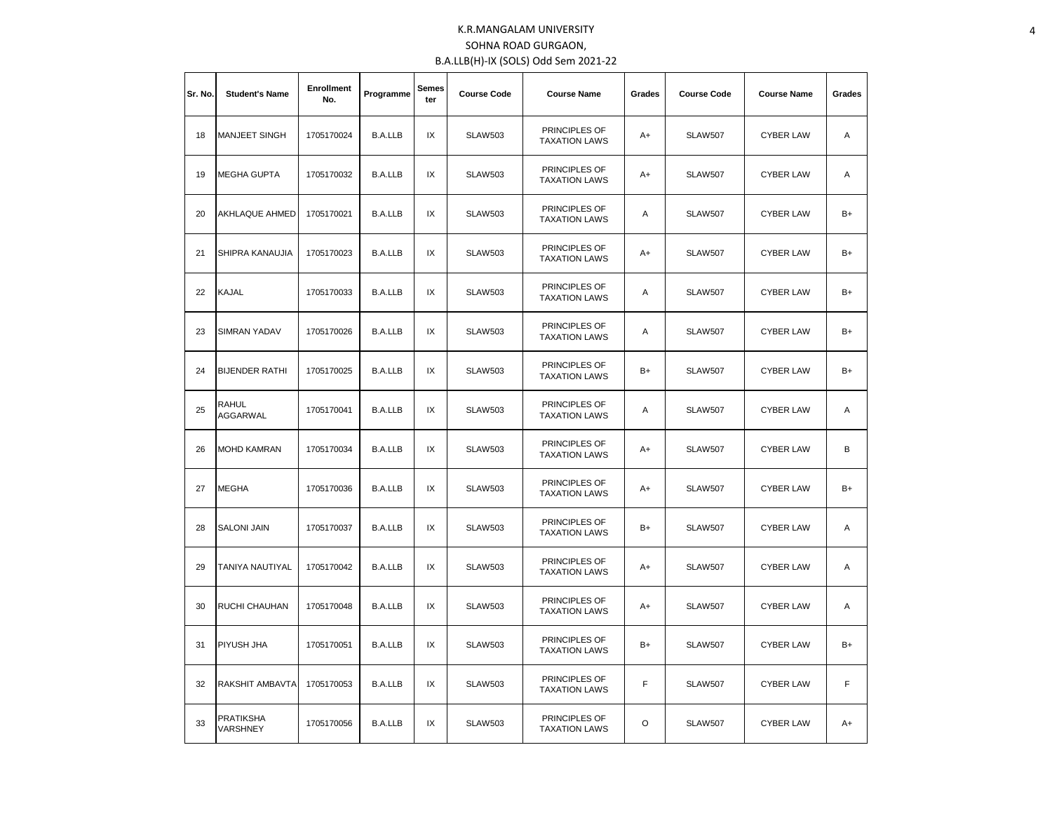K.R.MANGALAM UNIVERSITY

SOHNA ROAD GURGAON,

B.A.LLB(H)-IX (SOLS) Odd Sem 2021-22

| Sr. No. | Student's Name | Enrollment No. | Programme | Semester | Course Code | Course Name | Grades | Course Code | Course Name | Grades |
|---|---|---|---|---|---|---|---|---|---|---|
| 18 | MANJEET SINGH | 1705170024 | B.A.LLB | IX | SLAW503 | PRINCIPLES OF TAXATION LAWS | A+ | SLAW507 | CYBER LAW | A |
| 19 | MEGHA GUPTA | 1705170032 | B.A.LLB | IX | SLAW503 | PRINCIPLES OF TAXATION LAWS | A+ | SLAW507 | CYBER LAW | A |
| 20 | AKHLAQUE AHMED | 1705170021 | B.A.LLB | IX | SLAW503 | PRINCIPLES OF TAXATION LAWS | A | SLAW507 | CYBER LAW | B+ |
| 21 | SHIPRA KANAUJIA | 1705170023 | B.A.LLB | IX | SLAW503 | PRINCIPLES OF TAXATION LAWS | A+ | SLAW507 | CYBER LAW | B+ |
| 22 | KAJAL | 1705170033 | B.A.LLB | IX | SLAW503 | PRINCIPLES OF TAXATION LAWS | A | SLAW507 | CYBER LAW | B+ |
| 23 | SIMRAN YADAV | 1705170026 | B.A.LLB | IX | SLAW503 | PRINCIPLES OF TAXATION LAWS | A | SLAW507 | CYBER LAW | B+ |
| 24 | BIJENDER RATHI | 1705170025 | B.A.LLB | IX | SLAW503 | PRINCIPLES OF TAXATION LAWS | B+ | SLAW507 | CYBER LAW | B+ |
| 25 | RAHUL AGGARWAL | 1705170041 | B.A.LLB | IX | SLAW503 | PRINCIPLES OF TAXATION LAWS | A | SLAW507 | CYBER LAW | A |
| 26 | MOHD KAMRAN | 1705170034 | B.A.LLB | IX | SLAW503 | PRINCIPLES OF TAXATION LAWS | A+ | SLAW507 | CYBER LAW | B |
| 27 | MEGHA | 1705170036 | B.A.LLB | IX | SLAW503 | PRINCIPLES OF TAXATION LAWS | A+ | SLAW507 | CYBER LAW | B+ |
| 28 | SALONI JAIN | 1705170037 | B.A.LLB | IX | SLAW503 | PRINCIPLES OF TAXATION LAWS | B+ | SLAW507 | CYBER LAW | A |
| 29 | TANIYA NAUTIYAL | 1705170042 | B.A.LLB | IX | SLAW503 | PRINCIPLES OF TAXATION LAWS | A+ | SLAW507 | CYBER LAW | A |
| 30 | RUCHI CHAUHAN | 1705170048 | B.A.LLB | IX | SLAW503 | PRINCIPLES OF TAXATION LAWS | A+ | SLAW507 | CYBER LAW | A |
| 31 | PIYUSH JHA | 1705170051 | B.A.LLB | IX | SLAW503 | PRINCIPLES OF TAXATION LAWS | B+ | SLAW507 | CYBER LAW | B+ |
| 32 | RAKSHIT AMBAVTA | 1705170053 | B.A.LLB | IX | SLAW503 | PRINCIPLES OF TAXATION LAWS | F | SLAW507 | CYBER LAW | F |
| 33 | PRATIKSHA VARSHNEY | 1705170056 | B.A.LLB | IX | SLAW503 | PRINCIPLES OF TAXATION LAWS | O | SLAW507 | CYBER LAW | A+ |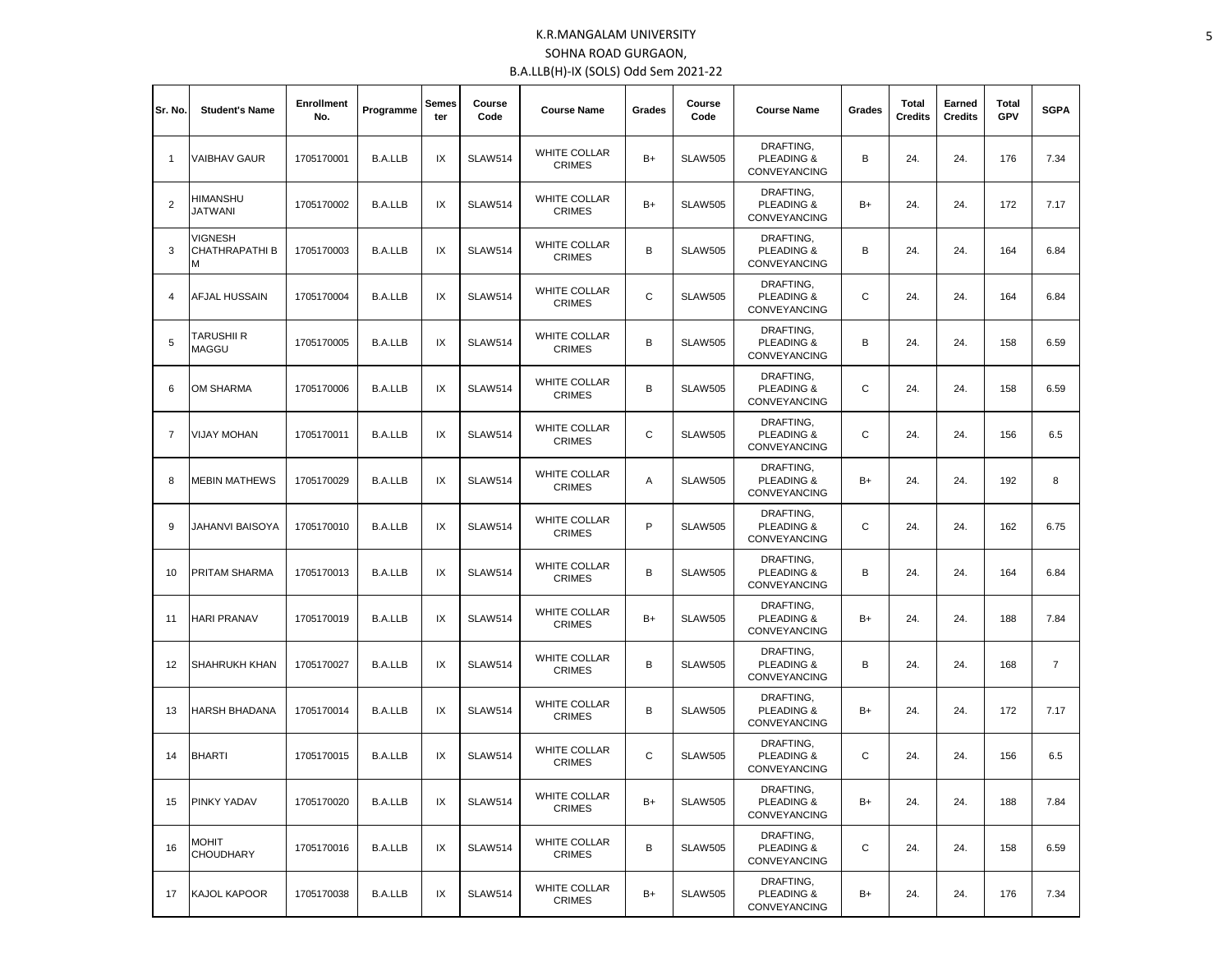# K.R.MANGALAM UNIVERSITY

## SOHNA ROAD GURGAON,

### B.A.LLB(H)-IX (SOLS) Odd Sem 2021-22

| Sr. No. | Student's Name | Enrollment No. | Programme | Semester | Course Code | Course Name | Grades | Course Code | Course Name | Grades | Total Credits | Earned Credits | Total GPV | SGPA |
|---|---|---|---|---|---|---|---|---|---|---|---|---|---|---|
| 1 | VAIBHAV GAUR | 1705170001 | B.A.LLB | IX | SLAW514 | WHITE COLLAR CRIMES | B+ | SLAW505 | DRAFTING, PLEADING & CONVEYANCING | B | 24. | 24. | 176 | 7.34 |
| 2 | HIMANSHU JATWANI | 1705170002 | B.A.LLB | IX | SLAW514 | WHITE COLLAR CRIMES | B+ | SLAW505 | DRAFTING, PLEADING & CONVEYANCING | B+ | 24. | 24. | 172 | 7.17 |
| 3 | VIGNESH CHATHRAPATHI B M | 1705170003 | B.A.LLB | IX | SLAW514 | WHITE COLLAR CRIMES | B | SLAW505 | DRAFTING, PLEADING & CONVEYANCING | B | 24. | 24. | 164 | 6.84 |
| 4 | AFJAL HUSSAIN | 1705170004 | B.A.LLB | IX | SLAW514 | WHITE COLLAR CRIMES | C | SLAW505 | DRAFTING, PLEADING & CONVEYANCING | C | 24. | 24. | 164 | 6.84 |
| 5 | TARUSHII R MAGGU | 1705170005 | B.A.LLB | IX | SLAW514 | WHITE COLLAR CRIMES | B | SLAW505 | DRAFTING, PLEADING & CONVEYANCING | B | 24. | 24. | 158 | 6.59 |
| 6 | OM SHARMA | 1705170006 | B.A.LLB | IX | SLAW514 | WHITE COLLAR CRIMES | B | SLAW505 | DRAFTING, PLEADING & CONVEYANCING | C | 24. | 24. | 158 | 6.59 |
| 7 | VIJAY MOHAN | 1705170011 | B.A.LLB | IX | SLAW514 | WHITE COLLAR CRIMES | C | SLAW505 | DRAFTING, PLEADING & CONVEYANCING | C | 24. | 24. | 156 | 6.5 |
| 8 | MEBIN MATHEWS | 1705170029 | B.A.LLB | IX | SLAW514 | WHITE COLLAR CRIMES | A | SLAW505 | DRAFTING, PLEADING & CONVEYANCING | B+ | 24. | 24. | 192 | 8 |
| 9 | JAHANVI BAISOYA | 1705170010 | B.A.LLB | IX | SLAW514 | WHITE COLLAR CRIMES | P | SLAW505 | DRAFTING, PLEADING & CONVEYANCING | C | 24. | 24. | 162 | 6.75 |
| 10 | PRITAM SHARMA | 1705170013 | B.A.LLB | IX | SLAW514 | WHITE COLLAR CRIMES | B | SLAW505 | DRAFTING, PLEADING & CONVEYANCING | B | 24. | 24. | 164 | 6.84 |
| 11 | HARI PRANAV | 1705170019 | B.A.LLB | IX | SLAW514 | WHITE COLLAR CRIMES | B+ | SLAW505 | DRAFTING, PLEADING & CONVEYANCING | B+ | 24. | 24. | 188 | 7.84 |
| 12 | SHAHRUKH KHAN | 1705170027 | B.A.LLB | IX | SLAW514 | WHITE COLLAR CRIMES | B | SLAW505 | DRAFTING, PLEADING & CONVEYANCING | B | 24. | 24. | 168 | 7 |
| 13 | HARSH BHADANA | 1705170014 | B.A.LLB | IX | SLAW514 | WHITE COLLAR CRIMES | B | SLAW505 | DRAFTING, PLEADING & CONVEYANCING | B+ | 24. | 24. | 172 | 7.17 |
| 14 | BHARTI | 1705170015 | B.A.LLB | IX | SLAW514 | WHITE COLLAR CRIMES | C | SLAW505 | DRAFTING, PLEADING & CONVEYANCING | C | 24. | 24. | 156 | 6.5 |
| 15 | PINKY YADAV | 1705170020 | B.A.LLB | IX | SLAW514 | WHITE COLLAR CRIMES | B+ | SLAW505 | DRAFTING, PLEADING & CONVEYANCING | B+ | 24. | 24. | 188 | 7.84 |
| 16 | MOHIT CHOUDHARY | 1705170016 | B.A.LLB | IX | SLAW514 | WHITE COLLAR CRIMES | B | SLAW505 | DRAFTING, PLEADING & CONVEYANCING | C | 24. | 24. | 158 | 6.59 |
| 17 | KAJOL KAPOOR | 1705170038 | B.A.LLB | IX | SLAW514 | WHITE COLLAR CRIMES | B+ | SLAW505 | DRAFTING, PLEADING & CONVEYANCING | B+ | 24. | 24. | 176 | 7.34 |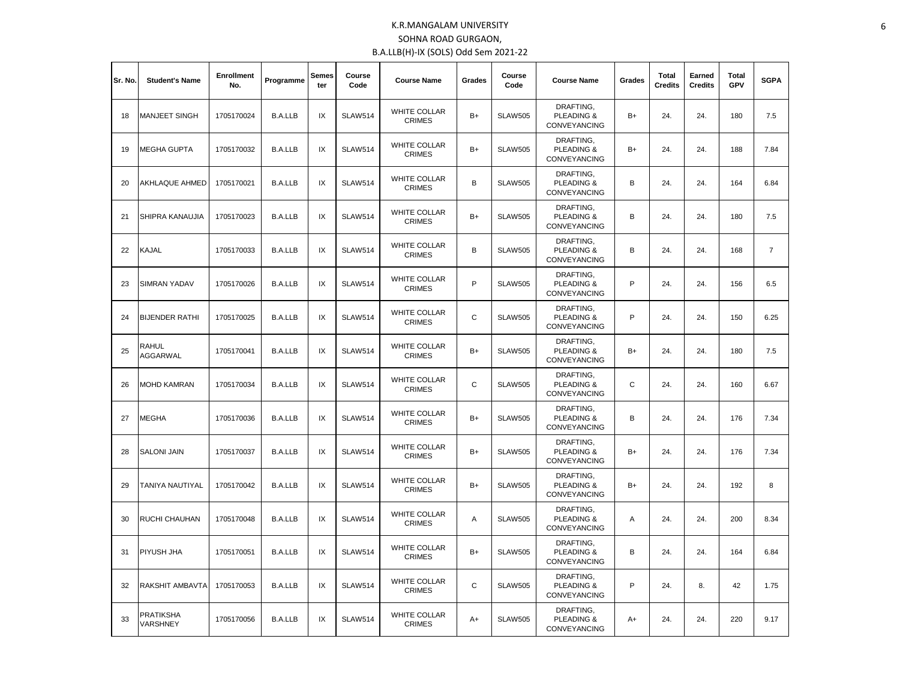K.R.MANGALAM UNIVERSITY

SOHNA ROAD GURGAON,

B.A.LLB(H)-IX (SOLS) Odd Sem 2021-22

| Sr. No. | Student's Name | Enrollment No. | Programme | Semester | Course Code | Course Name | Grades | Course Code | Course Name | Grades | Total Credits | Earned Credits | Total GPV | SGPA |
|---|---|---|---|---|---|---|---|---|---|---|---|---|---|---|
| 18 | MANJEET SINGH | 1705170024 | B.A.LLB | IX | SLAW514 | WHITE COLLAR CRIMES | B+ | SLAW505 | DRAFTING, PLEADING & CONVEYANCING | B+ | 24. | 24. | 180 | 7.5 |
| 19 | MEGHA GUPTA | 1705170032 | B.A.LLB | IX | SLAW514 | WHITE COLLAR CRIMES | B+ | SLAW505 | DRAFTING, PLEADING & CONVEYANCING | B+ | 24. | 24. | 188 | 7.84 |
| 20 | AKHLAQUE AHMED | 1705170021 | B.A.LLB | IX | SLAW514 | WHITE COLLAR CRIMES | B | SLAW505 | DRAFTING, PLEADING & CONVEYANCING | B | 24. | 24. | 164 | 6.84 |
| 21 | SHIPRA KANAUJIA | 1705170023 | B.A.LLB | IX | SLAW514 | WHITE COLLAR CRIMES | B+ | SLAW505 | DRAFTING, PLEADING & CONVEYANCING | B | 24. | 24. | 180 | 7.5 |
| 22 | KAJAL | 1705170033 | B.A.LLB | IX | SLAW514 | WHITE COLLAR CRIMES | B | SLAW505 | DRAFTING, PLEADING & CONVEYANCING | B | 24. | 24. | 168 | 7 |
| 23 | SIMRAN YADAV | 1705170026 | B.A.LLB | IX | SLAW514 | WHITE COLLAR CRIMES | P | SLAW505 | DRAFTING, PLEADING & CONVEYANCING | P | 24. | 24. | 156 | 6.5 |
| 24 | BIJENDER RATHI | 1705170025 | B.A.LLB | IX | SLAW514 | WHITE COLLAR CRIMES | C | SLAW505 | DRAFTING, PLEADING & CONVEYANCING | P | 24. | 24. | 150 | 6.25 |
| 25 | RAHUL AGGARWAL | 1705170041 | B.A.LLB | IX | SLAW514 | WHITE COLLAR CRIMES | B+ | SLAW505 | DRAFTING, PLEADING & CONVEYANCING | B+ | 24. | 24. | 180 | 7.5 |
| 26 | MOHD KAMRAN | 1705170034 | B.A.LLB | IX | SLAW514 | WHITE COLLAR CRIMES | C | SLAW505 | DRAFTING, PLEADING & CONVEYANCING | C | 24. | 24. | 160 | 6.67 |
| 27 | MEGHA | 1705170036 | B.A.LLB | IX | SLAW514 | WHITE COLLAR CRIMES | B+ | SLAW505 | DRAFTING, PLEADING & CONVEYANCING | B | 24. | 24. | 176 | 7.34 |
| 28 | SALONI JAIN | 1705170037 | B.A.LLB | IX | SLAW514 | WHITE COLLAR CRIMES | B+ | SLAW505 | DRAFTING, PLEADING & CONVEYANCING | B+ | 24. | 24. | 176 | 7.34 |
| 29 | TANIYA NAUTIYAL | 1705170042 | B.A.LLB | IX | SLAW514 | WHITE COLLAR CRIMES | B+ | SLAW505 | DRAFTING, PLEADING & CONVEYANCING | B+ | 24. | 24. | 192 | 8 |
| 30 | RUCHI CHAUHAN | 1705170048 | B.A.LLB | IX | SLAW514 | WHITE COLLAR CRIMES | A | SLAW505 | DRAFTING, PLEADING & CONVEYANCING | A | 24. | 24. | 200 | 8.34 |
| 31 | PIYUSH JHA | 1705170051 | B.A.LLB | IX | SLAW514 | WHITE COLLAR CRIMES | B+ | SLAW505 | DRAFTING, PLEADING & CONVEYANCING | B | 24. | 24. | 164 | 6.84 |
| 32 | RAKSHIT AMBAVTA | 1705170053 | B.A.LLB | IX | SLAW514 | WHITE COLLAR CRIMES | C | SLAW505 | DRAFTING, PLEADING & CONVEYANCING | P | 24. | 8. | 42 | 1.75 |
| 33 | PRATIKSHA VARSHNEY | 1705170056 | B.A.LLB | IX | SLAW514 | WHITE COLLAR CRIMES | A+ | SLAW505 | DRAFTING, PLEADING & CONVEYANCING | A+ | 24. | 24. | 220 | 9.17 |